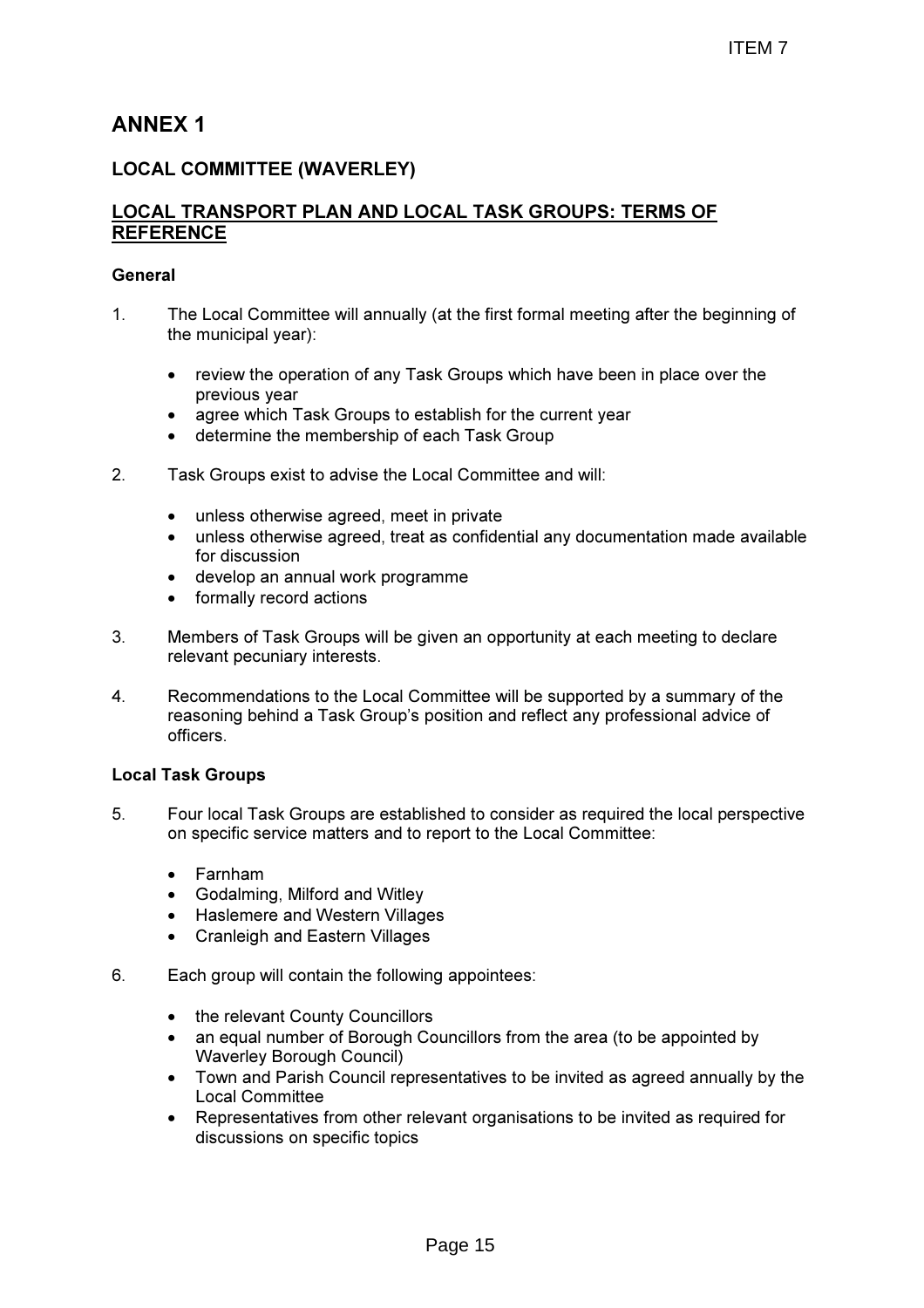# ANNEX 1

## LOCAL COMMITTEE (WAVERLEY)

## LOCAL TRANSPORT PLAN AND LOCAL TASK GROUPS: TERMS OF REFERENCE

### General

1. The Local Committee will annually (at the first formal meeting after the beginning of the municipal year):

   - review the operation of any Task Groups which have been in place over the previous year
   - agree which Task Groups to establish for the current year
   - determine the membership of each Task Group

2. Task Groups exist to advise the Local Committee and will:

   - unless otherwise agreed, meet in private
   - unless otherwise agreed, treat as confidential any documentation made available for discussion
   - develop an annual work programme
   - formally record actions

3. Members of Task Groups will be given an opportunity at each meeting to declare relevant pecuniary interests.

4. Recommendations to the Local Committee will be supported by a summary of the reasoning behind a Task Group's position and reflect any professional advice of officers.

### Local Task Groups

5. Four local Task Groups are established to consider as required the local perspective on specific service matters and to report to the Local Committee:

   - Farnham
   - Godalming, Milford and Witley
   - Haslemere and Western Villages
   - Cranleigh and Eastern Villages

6. Each group will contain the following appointees:

   - the relevant County Councillors
   - an equal number of Borough Councillors from the area (to be appointed by Waverley Borough Council)
   - Town and Parish Council representatives to be invited as agreed annually by the Local Committee
   - Representatives from other relevant organisations to be invited as required for discussions on specific topics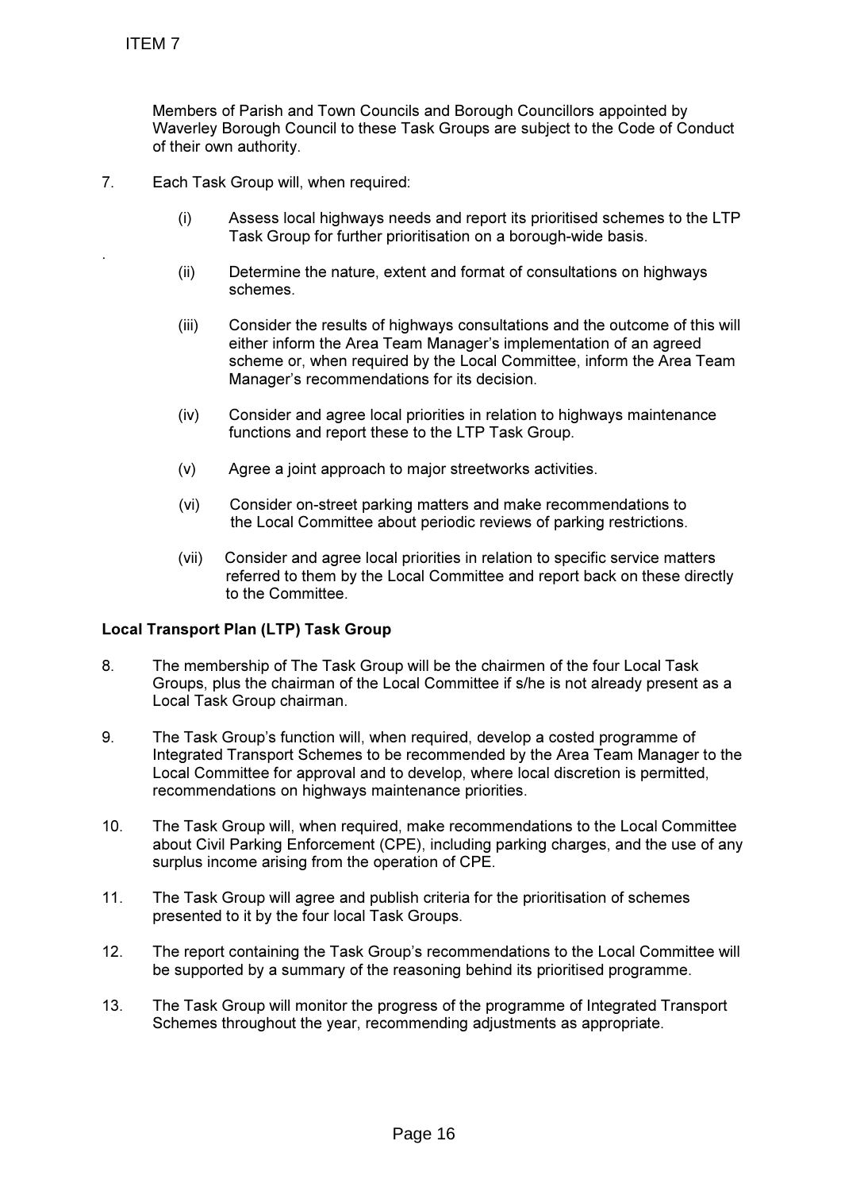Members of Parish and Town Councils and Borough Councillors appointed by Waverley Borough Council to these Task Groups are subject to the Code of Conduct of their own authority.

7. Each Task Group will, when required:

   (i) Assess local highways needs and report its prioritised schemes to the LTP Task Group for further prioritisation on a borough-wide basis.

   (ii) Determine the nature, extent and format of consultations on highways schemes.

   (iii) Consider the results of highways consultations and the outcome of this will either inform the Area Team Manager's implementation of an agreed scheme or, when required by the Local Committee, inform the Area Team Manager's recommendations for its decision.

   (iv) Consider and agree local priorities in relation to highways maintenance functions and report these to the LTP Task Group.

   (v) Agree a joint approach to major streetworks activities.

   (vi) Consider on-street parking matters and make recommendations to the Local Committee about periodic reviews of parking restrictions.

   (vii) Consider and agree local priorities in relation to specific service matters referred to them by the Local Committee and report back on these directly to the Committee.

**Local Transport Plan (LTP) Task Group**

8. The membership of The Task Group will be the chairmen of the four Local Task Groups, plus the chairman of the Local Committee if s/he is not already present as a Local Task Group chairman.

9. The Task Group's function will, when required, develop a costed programme of Integrated Transport Schemes to be recommended by the Area Team Manager to the Local Committee for approval and to develop, where local discretion is permitted, recommendations on highways maintenance priorities.

10. The Task Group will, when required, make recommendations to the Local Committee about Civil Parking Enforcement (CPE), including parking charges, and the use of any surplus income arising from the operation of CPE.

11. The Task Group will agree and publish criteria for the prioritisation of schemes presented to it by the four local Task Groups.

12. The report containing the Task Group's recommendations to the Local Committee will be supported by a summary of the reasoning behind its prioritised programme.

13. The Task Group will monitor the progress of the programme of Integrated Transport Schemes throughout the year, recommending adjustments as appropriate.